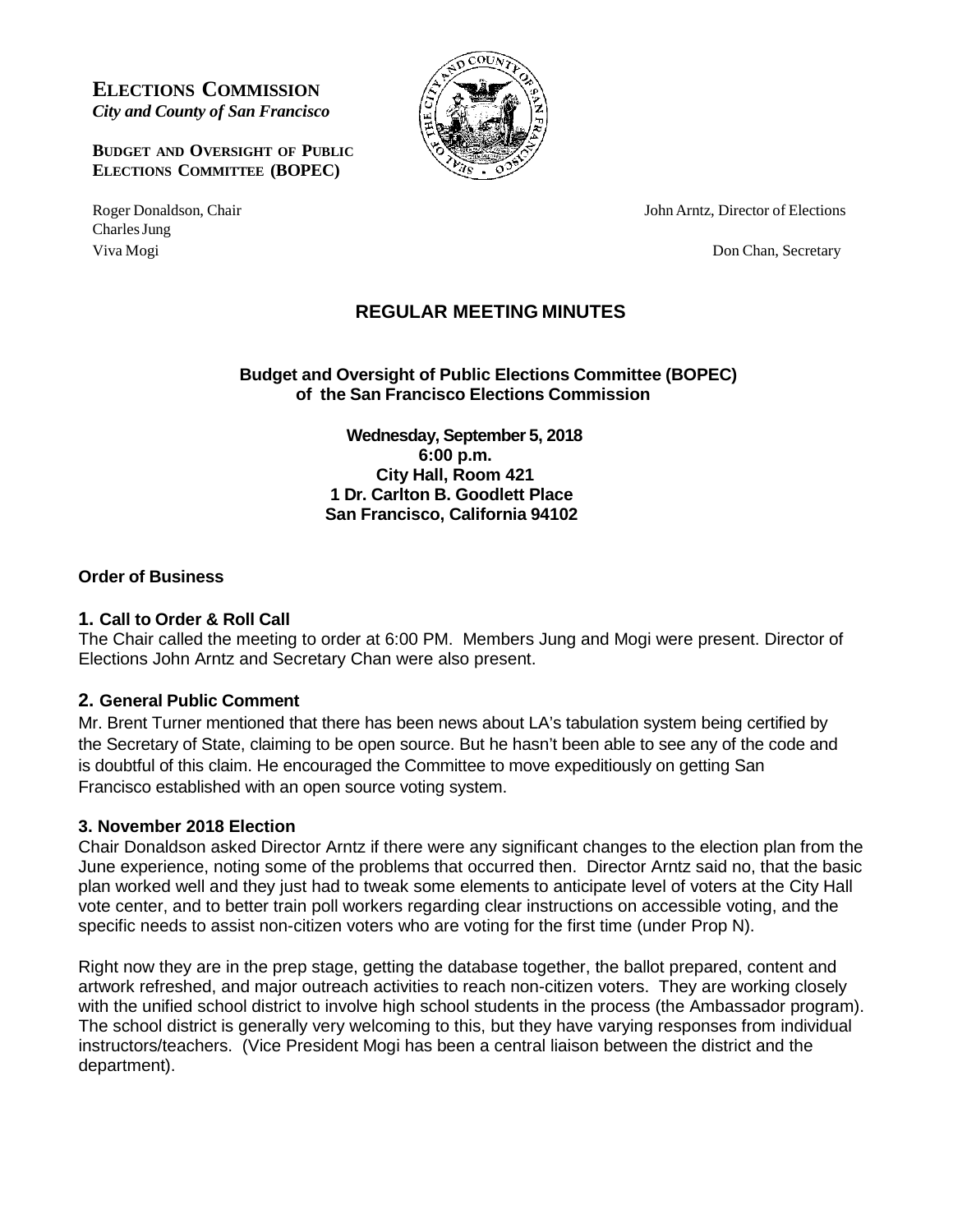**ELECTIONS COMMISSION**
*City and County of San Francisco*

**BUDGET AND OVERSIGHT OF PUBLIC ELECTIONS COMMITTEE (BOPEC)**

Roger Donaldson, Chair
Charles Jung
Viva Mogi

John Arntz, Director of Elections

Don Chan, Secretary

# REGULAR MEETING MINUTES

**Budget and Oversight of Public Elections Committee (BOPEC) of the San Francisco Elections Commission**

**Wednesday, September 5, 2018**
**6:00 p.m.**
**City Hall, Room 421**
**1 Dr. Carlton B. Goodlett Place**
**San Francisco, California 94102**

## Order of Business

### 1. Call to Order & Roll Call

The Chair called the meeting to order at 6:00 PM. Members Jung and Mogi were present. Director of Elections John Arntz and Secretary Chan were also present.

### 2. General Public Comment

Mr. Brent Turner mentioned that there has been news about LA's tabulation system being certified by the Secretary of State, claiming to be open source. But he hasn't been able to see any of the code and is doubtful of this claim. He encouraged the Committee to move expeditiously on getting San Francisco established with an open source voting system.

### 3. November 2018 Election

Chair Donaldson asked Director Arntz if there were any significant changes to the election plan from the June experience, noting some of the problems that occurred then. Director Arntz said no, that the basic plan worked well and they just had to tweak some elements to anticipate level of voters at the City Hall vote center, and to better train poll workers regarding clear instructions on accessible voting, and the specific needs to assist non-citizen voters who are voting for the first time (under Prop N).

Right now they are in the prep stage, getting the database together, the ballot prepared, content and artwork refreshed, and major outreach activities to reach non-citizen voters. They are working closely with the unified school district to involve high school students in the process (the Ambassador program). The school district is generally very welcoming to this, but they have varying responses from individual instructors/teachers. (Vice President Mogi has been a central liaison between the district and the department).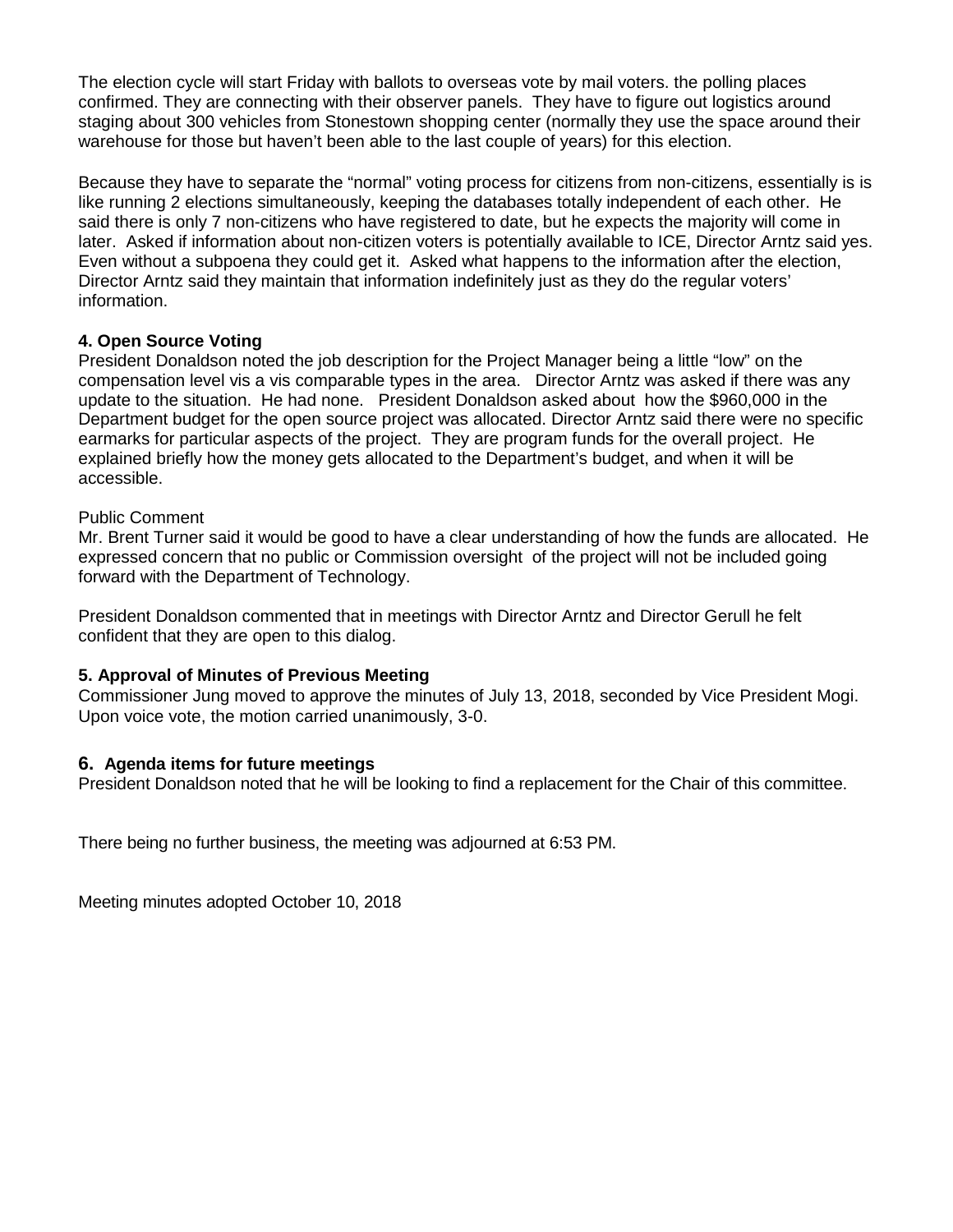The election cycle will start Friday with ballots to overseas vote by mail voters. the polling places confirmed. They are connecting with their observer panels. They have to figure out logistics around staging about 300 vehicles from Stonestown shopping center (normally they use the space around their warehouse for those but haven't been able to the last couple of years) for this election.

Because they have to separate the "normal" voting process for citizens from non-citizens, essentially is is like running 2 elections simultaneously, keeping the databases totally independent of each other. He said there is only 7 non-citizens who have registered to date, but he expects the majority will come in later. Asked if information about non-citizen voters is potentially available to ICE, Director Arntz said yes. Even without a subpoena they could get it. Asked what happens to the information after the election, Director Arntz said they maintain that information indefinitely just as they do the regular voters' information.

**4. Open Source Voting**

President Donaldson noted the job description for the Project Manager being a little "low" on the compensation level vis a vis comparable types in the area. Director Arntz was asked if there was any update to the situation. He had none. President Donaldson asked about how the $960,000 in the Department budget for the open source project was allocated. Director Arntz said there were no specific earmarks for particular aspects of the project. They are program funds for the overall project. He explained briefly how the money gets allocated to the Department's budget, and when it will be accessible.

Public Comment

Mr. Brent Turner said it would be good to have a clear understanding of how the funds are allocated. He expressed concern that no public or Commission oversight of the project will not be included going forward with the Department of Technology.

President Donaldson commented that in meetings with Director Arntz and Director Gerull he felt confident that they are open to this dialog.

**5. Approval of Minutes of Previous Meeting**

Commissioner Jung moved to approve the minutes of July 13, 2018, seconded by Vice President Mogi. Upon voice vote, the motion carried unanimously, 3-0.

**6. Agenda items for future meetings**

President Donaldson noted that he will be looking to find a replacement for the Chair of this committee.

There being no further business, the meeting was adjourned at 6:53 PM.

Meeting minutes adopted October 10, 2018